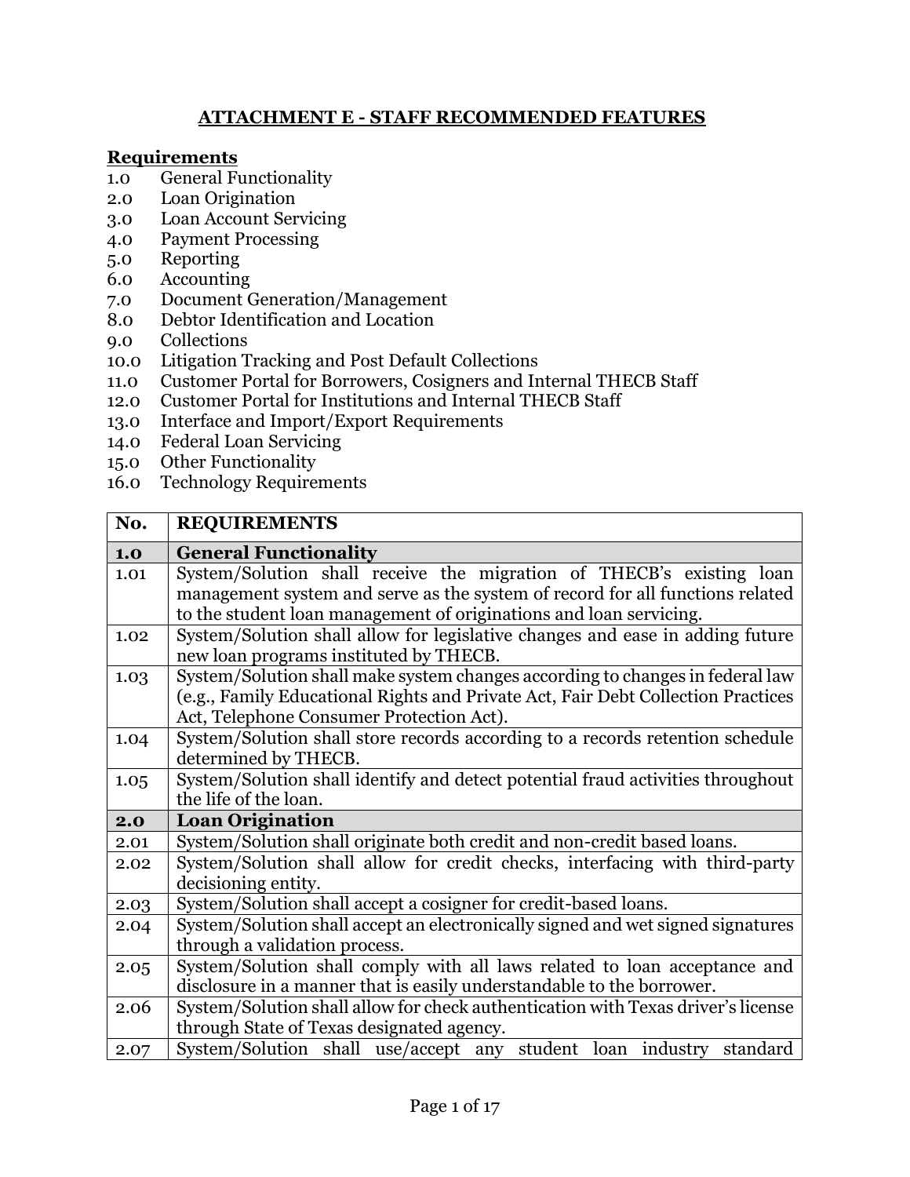# ATTACHMENT E - STAFF RECOMMENDED FEATURES

**Requirements**

1.0 General Functionality
2.0 Loan Origination
3.0 Loan Account Servicing
4.0 Payment Processing
5.0 Reporting
6.0 Accounting
7.0 Document Generation/Management
8.0 Debtor Identification and Location
9.0 Collections
10.0 Litigation Tracking and Post Default Collections
11.0 Customer Portal for Borrowers, Cosigners and Internal THECB Staff
12.0 Customer Portal for Institutions and Internal THECB Staff
13.0 Interface and Import/Export Requirements
14.0 Federal Loan Servicing
15.0 Other Functionality
16.0 Technology Requirements

| No. | REQUIREMENTS |
|---|---|
| **1.0** | **General Functionality** |
| 1.01 | System/Solution shall receive the migration of THECB's existing loan management system and serve as the system of record for all functions related to the student loan management of originations and loan servicing. |
| 1.02 | System/Solution shall allow for legislative changes and ease in adding future new loan programs instituted by THECB. |
| 1.03 | System/Solution shall make system changes according to changes in federal law (e.g., Family Educational Rights and Private Act, Fair Debt Collection Practices Act, Telephone Consumer Protection Act). |
| 1.04 | System/Solution shall store records according to a records retention schedule determined by THECB. |
| 1.05 | System/Solution shall identify and detect potential fraud activities throughout the life of the loan. |
| **2.0** | **Loan Origination** |
| 2.01 | System/Solution shall originate both credit and non-credit based loans. |
| 2.02 | System/Solution shall allow for credit checks, interfacing with third-party decisioning entity. |
| 2.03 | System/Solution shall accept a cosigner for credit-based loans. |
| 2.04 | System/Solution shall accept an electronically signed and wet signed signatures through a validation process. |
| 2.05 | System/Solution shall comply with all laws related to loan acceptance and disclosure in a manner that is easily understandable to the borrower. |
| 2.06 | System/Solution shall allow for check authentication with Texas driver's license through State of Texas designated agency. |
| 2.07 | System/Solution shall use/accept any student loan industry standard |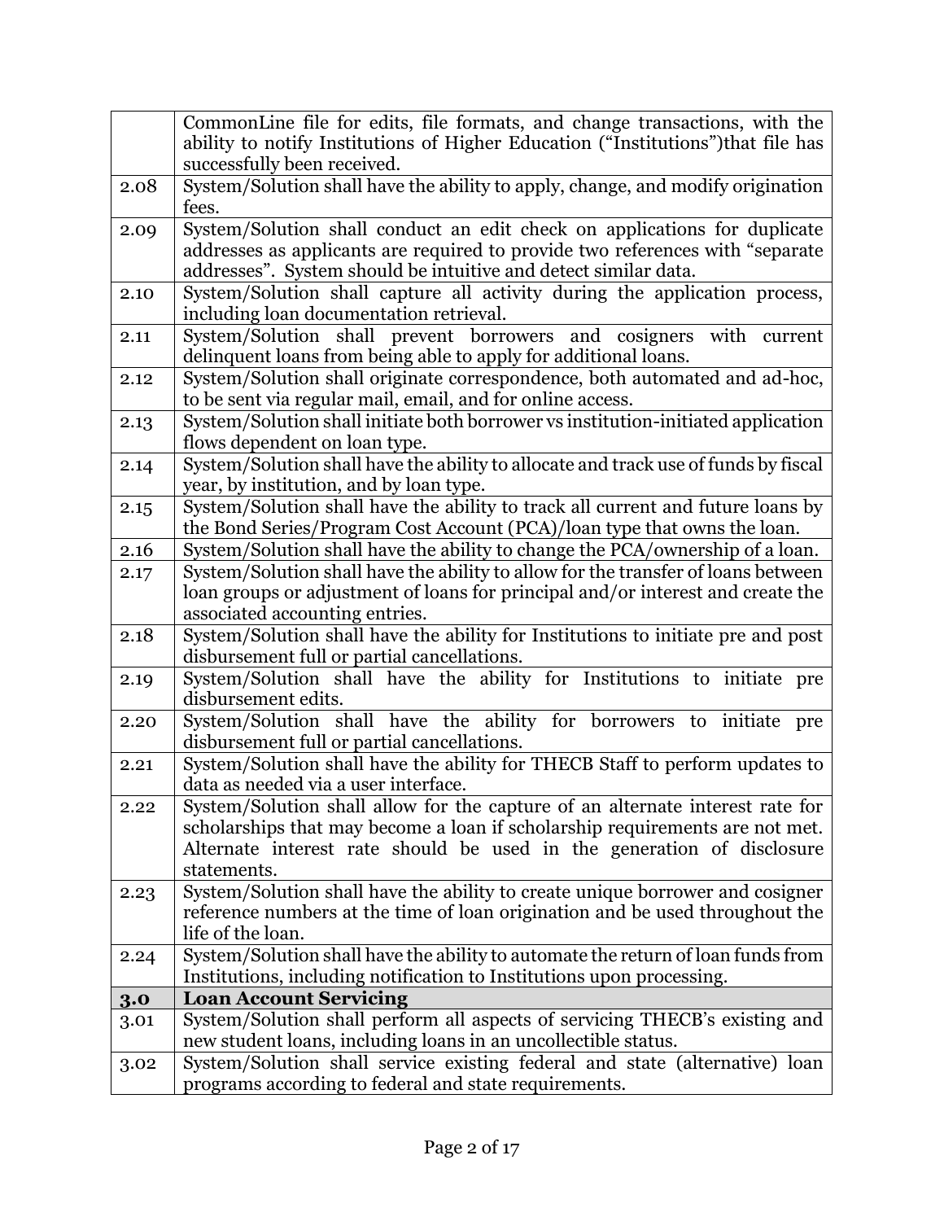| | |
|---|---|
| | CommonLine file for edits, file formats, and change transactions, with the ability to notify Institutions of Higher Education ("Institutions")that file has successfully been received. |
| 2.08 | System/Solution shall have the ability to apply, change, and modify origination fees. |
| 2.09 | System/Solution shall conduct an edit check on applications for duplicate addresses as applicants are required to provide two references with "separate addresses". System should be intuitive and detect similar data. |
| 2.10 | System/Solution shall capture all activity during the application process, including loan documentation retrieval. |
| 2.11 | System/Solution shall prevent borrowers and cosigners with current delinquent loans from being able to apply for additional loans. |
| 2.12 | System/Solution shall originate correspondence, both automated and ad-hoc, to be sent via regular mail, email, and for online access. |
| 2.13 | System/Solution shall initiate both borrower vs institution-initiated application flows dependent on loan type. |
| 2.14 | System/Solution shall have the ability to allocate and track use of funds by fiscal year, by institution, and by loan type. |
| 2.15 | System/Solution shall have the ability to track all current and future loans by the Bond Series/Program Cost Account (PCA)/loan type that owns the loan. |
| 2.16 | System/Solution shall have the ability to change the PCA/ownership of a loan. |
| 2.17 | System/Solution shall have the ability to allow for the transfer of loans between loan groups or adjustment of loans for principal and/or interest and create the associated accounting entries. |
| 2.18 | System/Solution shall have the ability for Institutions to initiate pre and post disbursement full or partial cancellations. |
| 2.19 | System/Solution shall have the ability for Institutions to initiate pre disbursement edits. |
| 2.20 | System/Solution shall have the ability for borrowers to initiate pre disbursement full or partial cancellations. |
| 2.21 | System/Solution shall have the ability for THECB Staff to perform updates to data as needed via a user interface. |
| 2.22 | System/Solution shall allow for the capture of an alternate interest rate for scholarships that may become a loan if scholarship requirements are not met. Alternate interest rate should be used in the generation of disclosure statements. |
| 2.23 | System/Solution shall have the ability to create unique borrower and cosigner reference numbers at the time of loan origination and be used throughout the life of the loan. |
| 2.24 | System/Solution shall have the ability to automate the return of loan funds from Institutions, including notification to Institutions upon processing. |
| **3.0** | **Loan Account Servicing** |
| 3.01 | System/Solution shall perform all aspects of servicing THECB's existing and new student loans, including loans in an uncollectible status. |
| 3.02 | System/Solution shall service existing federal and state (alternative) loan programs according to federal and state requirements. |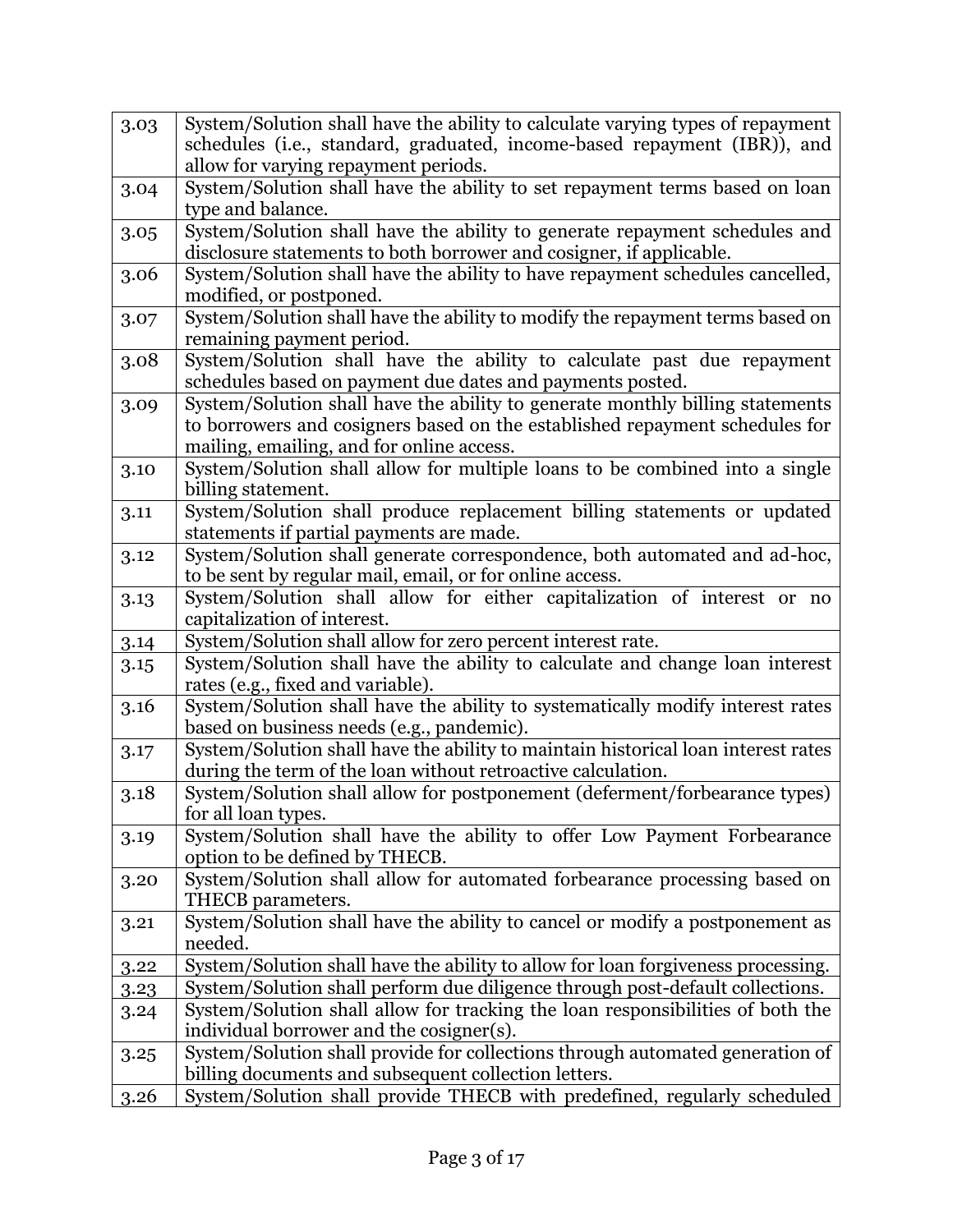| | |
|---|---|
| 3.03 | System/Solution shall have the ability to calculate varying types of repayment schedules (i.e., standard, graduated, income-based repayment (IBR)), and allow for varying repayment periods. |
| 3.04 | System/Solution shall have the ability to set repayment terms based on loan type and balance. |
| 3.05 | System/Solution shall have the ability to generate repayment schedules and disclosure statements to both borrower and cosigner, if applicable. |
| 3.06 | System/Solution shall have the ability to have repayment schedules cancelled, modified, or postponed. |
| 3.07 | System/Solution shall have the ability to modify the repayment terms based on remaining payment period. |
| 3.08 | System/Solution shall have the ability to calculate past due repayment schedules based on payment due dates and payments posted. |
| 3.09 | System/Solution shall have the ability to generate monthly billing statements to borrowers and cosigners based on the established repayment schedules for mailing, emailing, and for online access. |
| 3.10 | System/Solution shall allow for multiple loans to be combined into a single billing statement. |
| 3.11 | System/Solution shall produce replacement billing statements or updated statements if partial payments are made. |
| 3.12 | System/Solution shall generate correspondence, both automated and ad-hoc, to be sent by regular mail, email, or for online access. |
| 3.13 | System/Solution shall allow for either capitalization of interest or no capitalization of interest. |
| 3.14 | System/Solution shall allow for zero percent interest rate. |
| 3.15 | System/Solution shall have the ability to calculate and change loan interest rates (e.g., fixed and variable). |
| 3.16 | System/Solution shall have the ability to systematically modify interest rates based on business needs (e.g., pandemic). |
| 3.17 | System/Solution shall have the ability to maintain historical loan interest rates during the term of the loan without retroactive calculation. |
| 3.18 | System/Solution shall allow for postponement (deferment/forbearance types) for all loan types. |
| 3.19 | System/Solution shall have the ability to offer Low Payment Forbearance option to be defined by THECB. |
| 3.20 | System/Solution shall allow for automated forbearance processing based on THECB parameters. |
| 3.21 | System/Solution shall have the ability to cancel or modify a postponement as needed. |
| 3.22 | System/Solution shall have the ability to allow for loan forgiveness processing. |
| 3.23 | System/Solution shall perform due diligence through post-default collections. |
| 3.24 | System/Solution shall allow for tracking the loan responsibilities of both the individual borrower and the cosigner(s). |
| 3.25 | System/Solution shall provide for collections through automated generation of billing documents and subsequent collection letters. |
| 3.26 | System/Solution shall provide THECB with predefined, regularly scheduled |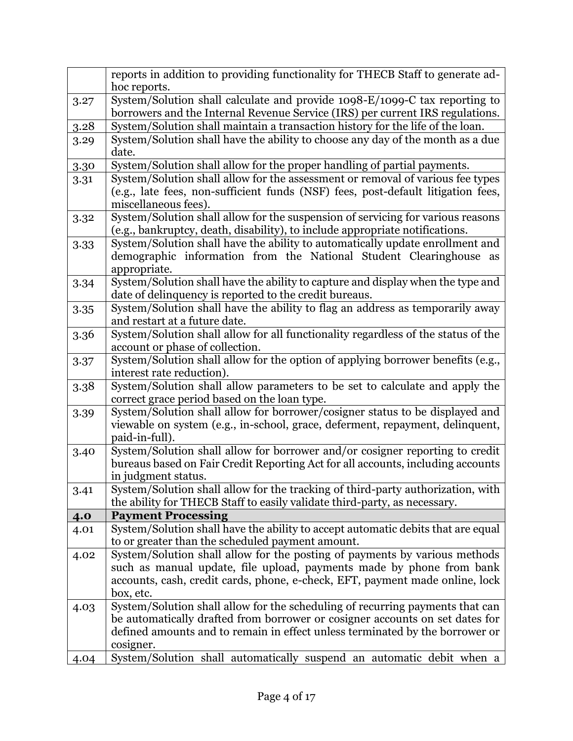| | |
|---|---|
| | reports in addition to providing functionality for THECB Staff to generate ad-hoc reports. |
| 3.27 | System/Solution shall calculate and provide 1098-E/1099-C tax reporting to borrowers and the Internal Revenue Service (IRS) per current IRS regulations. |
| 3.28 | System/Solution shall maintain a transaction history for the life of the loan. |
| 3.29 | System/Solution shall have the ability to choose any day of the month as a due date. |
| 3.30 | System/Solution shall allow for the proper handling of partial payments. |
| 3.31 | System/Solution shall allow for the assessment or removal of various fee types (e.g., late fees, non-sufficient funds (NSF) fees, post-default litigation fees, miscellaneous fees). |
| 3.32 | System/Solution shall allow for the suspension of servicing for various reasons (e.g., bankruptcy, death, disability), to include appropriate notifications. |
| 3.33 | System/Solution shall have the ability to automatically update enrollment and demographic information from the National Student Clearinghouse as appropriate. |
| 3.34 | System/Solution shall have the ability to capture and display when the type and date of delinquency is reported to the credit bureaus. |
| 3.35 | System/Solution shall have the ability to flag an address as temporarily away and restart at a future date. |
| 3.36 | System/Solution shall allow for all functionality regardless of the status of the account or phase of collection. |
| 3.37 | System/Solution shall allow for the option of applying borrower benefits (e.g., interest rate reduction). |
| 3.38 | System/Solution shall allow parameters to be set to calculate and apply the correct grace period based on the loan type. |
| 3.39 | System/Solution shall allow for borrower/cosigner status to be displayed and viewable on system (e.g., in-school, grace, deferment, repayment, delinquent, paid-in-full). |
| 3.40 | System/Solution shall allow for borrower and/or cosigner reporting to credit bureaus based on Fair Credit Reporting Act for all accounts, including accounts in judgment status. |
| 3.41 | System/Solution shall allow for the tracking of third-party authorization, with the ability for THECB Staff to easily validate third-party, as necessary. |
| **4.0** | **Payment Processing** |
| 4.01 | System/Solution shall have the ability to accept automatic debits that are equal to or greater than the scheduled payment amount. |
| 4.02 | System/Solution shall allow for the posting of payments by various methods such as manual update, file upload, payments made by phone from bank accounts, cash, credit cards, phone, e-check, EFT, payment made online, lock box, etc. |
| 4.03 | System/Solution shall allow for the scheduling of recurring payments that can be automatically drafted from borrower or cosigner accounts on set dates for defined amounts and to remain in effect unless terminated by the borrower or cosigner. |
| 4.04 | System/Solution shall automatically suspend an automatic debit when a |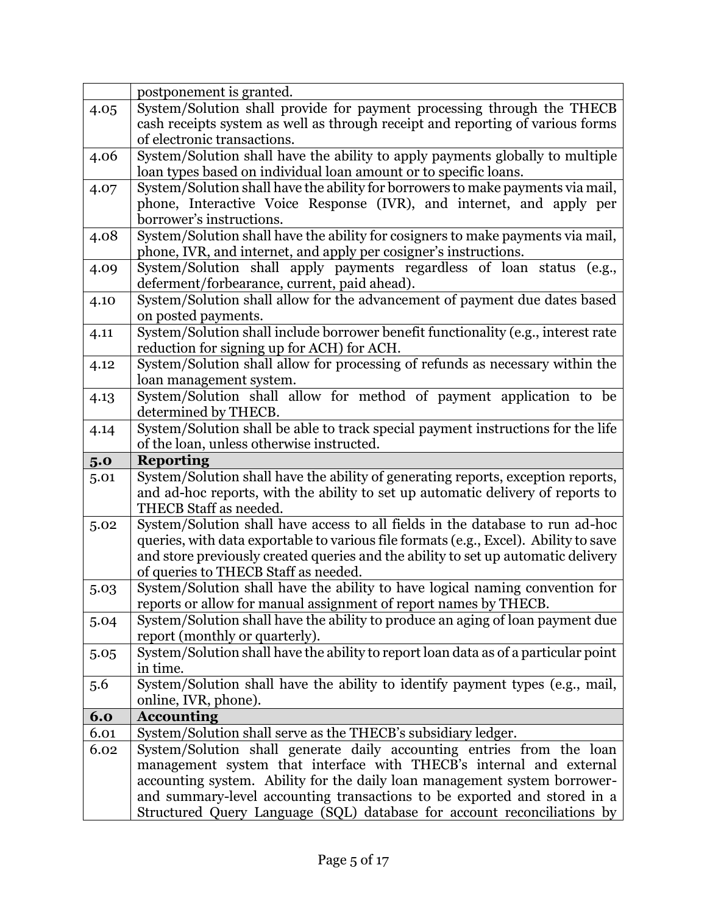| | |
|---|---|
| | postponement is granted. |
| 4.05 | System/Solution shall provide for payment processing through the THECB cash receipts system as well as through receipt and reporting of various forms of electronic transactions. |
| 4.06 | System/Solution shall have the ability to apply payments globally to multiple loan types based on individual loan amount or to specific loans. |
| 4.07 | System/Solution shall have the ability for borrowers to make payments via mail, phone, Interactive Voice Response (IVR), and internet, and apply per borrower's instructions. |
| 4.08 | System/Solution shall have the ability for cosigners to make payments via mail, phone, IVR, and internet, and apply per cosigner's instructions. |
| 4.09 | System/Solution shall apply payments regardless of loan status (e.g., deferment/forbearance, current, paid ahead). |
| 4.10 | System/Solution shall allow for the advancement of payment due dates based on posted payments. |
| 4.11 | System/Solution shall include borrower benefit functionality (e.g., interest rate reduction for signing up for ACH) for ACH. |
| 4.12 | System/Solution shall allow for processing of refunds as necessary within the loan management system. |
| 4.13 | System/Solution shall allow for method of payment application to be determined by THECB. |
| 4.14 | System/Solution shall be able to track special payment instructions for the life of the loan, unless otherwise instructed. |
| **5.0** | **Reporting** |
| 5.01 | System/Solution shall have the ability of generating reports, exception reports, and ad-hoc reports, with the ability to set up automatic delivery of reports to THECB Staff as needed. |
| 5.02 | System/Solution shall have access to all fields in the database to run ad-hoc queries, with data exportable to various file formats (e.g., Excel). Ability to save and store previously created queries and the ability to set up automatic delivery of queries to THECB Staff as needed. |
| 5.03 | System/Solution shall have the ability to have logical naming convention for reports or allow for manual assignment of report names by THECB. |
| 5.04 | System/Solution shall have the ability to produce an aging of loan payment due report (monthly or quarterly). |
| 5.05 | System/Solution shall have the ability to report loan data as of a particular point in time. |
| 5.6 | System/Solution shall have the ability to identify payment types (e.g., mail, online, IVR, phone). |
| **6.0** | **Accounting** |
| 6.01 | System/Solution shall serve as the THECB's subsidiary ledger. |
| 6.02 | System/Solution shall generate daily accounting entries from the loan management system that interface with THECB's internal and external accounting system. Ability for the daily loan management system borrower- and summary-level accounting transactions to be exported and stored in a Structured Query Language (SQL) database for account reconciliations by |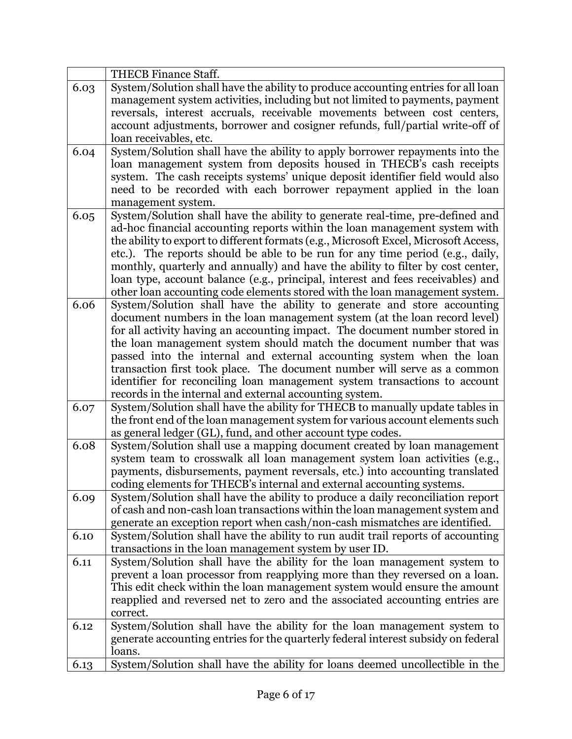| | |
|---|---|
| | THECB Finance Staff. |
| 6.03 | System/Solution shall have the ability to produce accounting entries for all loan management system activities, including but not limited to payments, payment reversals, interest accruals, receivable movements between cost centers, account adjustments, borrower and cosigner refunds, full/partial write-off of loan receivables, etc. |
| 6.04 | System/Solution shall have the ability to apply borrower repayments into the loan management system from deposits housed in THECB's cash receipts system. The cash receipts systems' unique deposit identifier field would also need to be recorded with each borrower repayment applied in the loan management system. |
| 6.05 | System/Solution shall have the ability to generate real-time, pre-defined and ad-hoc financial accounting reports within the loan management system with the ability to export to different formats (e.g., Microsoft Excel, Microsoft Access, etc.). The reports should be able to be run for any time period (e.g., daily, monthly, quarterly and annually) and have the ability to filter by cost center, loan type, account balance (e.g., principal, interest and fees receivables) and other loan accounting code elements stored with the loan management system. |
| 6.06 | System/Solution shall have the ability to generate and store accounting document numbers in the loan management system (at the loan record level) for all activity having an accounting impact. The document number stored in the loan management system should match the document number that was passed into the internal and external accounting system when the loan transaction first took place. The document number will serve as a common identifier for reconciling loan management system transactions to account records in the internal and external accounting system. |
| 6.07 | System/Solution shall have the ability for THECB to manually update tables in the front end of the loan management system for various account elements such as general ledger (GL), fund, and other account type codes. |
| 6.08 | System/Solution shall use a mapping document created by loan management system team to crosswalk all loan management system loan activities (e.g., payments, disbursements, payment reversals, etc.) into accounting translated coding elements for THECB's internal and external accounting systems. |
| 6.09 | System/Solution shall have the ability to produce a daily reconciliation report of cash and non-cash loan transactions within the loan management system and generate an exception report when cash/non-cash mismatches are identified. |
| 6.10 | System/Solution shall have the ability to run audit trail reports of accounting transactions in the loan management system by user ID. |
| 6.11 | System/Solution shall have the ability for the loan management system to prevent a loan processor from reapplying more than they reversed on a loan. This edit check within the loan management system would ensure the amount reapplied and reversed net to zero and the associated accounting entries are correct. |
| 6.12 | System/Solution shall have the ability for the loan management system to generate accounting entries for the quarterly federal interest subsidy on federal loans. |
| 6.13 | System/Solution shall have the ability for loans deemed uncollectible in the |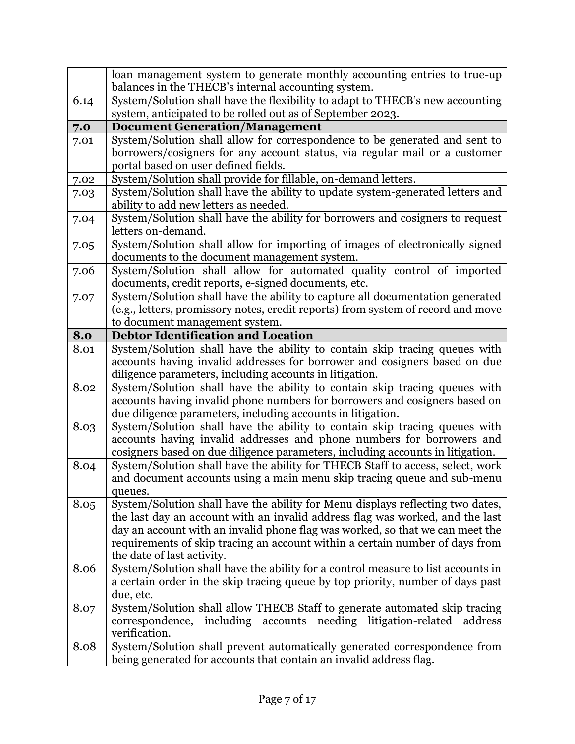| | |
|---|---|
| | loan management system to generate monthly accounting entries to true-up balances in the THECB's internal accounting system. |
| 6.14 | System/Solution shall have the flexibility to adapt to THECB's new accounting system, anticipated to be rolled out as of September 2023. |
| **7.0** | **Document Generation/Management** |
| 7.01 | System/Solution shall allow for correspondence to be generated and sent to borrowers/cosigners for any account status, via regular mail or a customer portal based on user defined fields. |
| 7.02 | System/Solution shall provide for fillable, on-demand letters. |
| 7.03 | System/Solution shall have the ability to update system-generated letters and ability to add new letters as needed. |
| 7.04 | System/Solution shall have the ability for borrowers and cosigners to request letters on-demand. |
| 7.05 | System/Solution shall allow for importing of images of electronically signed documents to the document management system. |
| 7.06 | System/Solution shall allow for automated quality control of imported documents, credit reports, e-signed documents, etc. |
| 7.07 | System/Solution shall have the ability to capture all documentation generated (e.g., letters, promissory notes, credit reports) from system of record and move to document management system. |
| **8.0** | **Debtor Identification and Location** |
| 8.01 | System/Solution shall have the ability to contain skip tracing queues with accounts having invalid addresses for borrower and cosigners based on due diligence parameters, including accounts in litigation. |
| 8.02 | System/Solution shall have the ability to contain skip tracing queues with accounts having invalid phone numbers for borrowers and cosigners based on due diligence parameters, including accounts in litigation. |
| 8.03 | System/Solution shall have the ability to contain skip tracing queues with accounts having invalid addresses and phone numbers for borrowers and cosigners based on due diligence parameters, including accounts in litigation. |
| 8.04 | System/Solution shall have the ability for THECB Staff to access, select, work and document accounts using a main menu skip tracing queue and sub-menu queues. |
| 8.05 | System/Solution shall have the ability for Menu displays reflecting two dates, the last day an account with an invalid address flag was worked, and the last day an account with an invalid phone flag was worked, so that we can meet the requirements of skip tracing an account within a certain number of days from the date of last activity. |
| 8.06 | System/Solution shall have the ability for a control measure to list accounts in a certain order in the skip tracing queue by top priority, number of days past due, etc. |
| 8.07 | System/Solution shall allow THECB Staff to generate automated skip tracing correspondence, including accounts needing litigation-related address verification. |
| 8.08 | System/Solution shall prevent automatically generated correspondence from being generated for accounts that contain an invalid address flag. |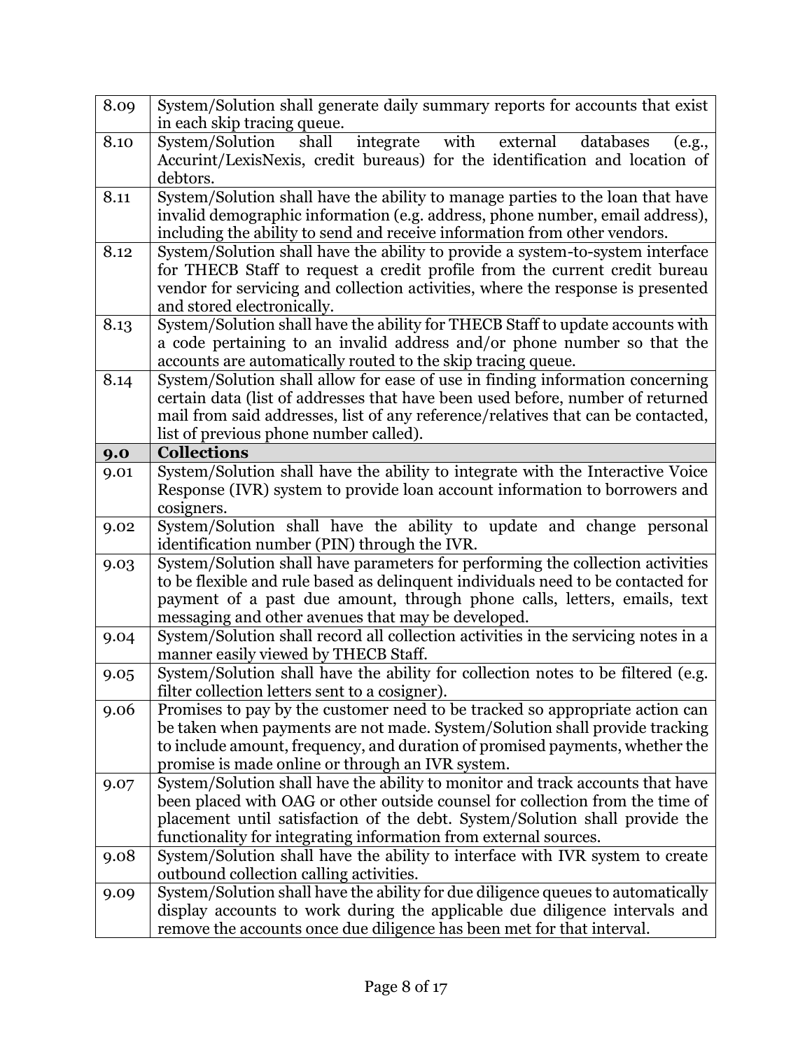| | |
|---|---|
| 8.09 | System/Solution shall generate daily summary reports for accounts that exist in each skip tracing queue. |
| 8.10 | System/Solution shall integrate with external databases (e.g., Accurint/LexisNexis, credit bureaus) for the identification and location of debtors. |
| 8.11 | System/Solution shall have the ability to manage parties to the loan that have invalid demographic information (e.g. address, phone number, email address), including the ability to send and receive information from other vendors. |
| 8.12 | System/Solution shall have the ability to provide a system-to-system interface for THECB Staff to request a credit profile from the current credit bureau vendor for servicing and collection activities, where the response is presented and stored electronically. |
| 8.13 | System/Solution shall have the ability for THECB Staff to update accounts with a code pertaining to an invalid address and/or phone number so that the accounts are automatically routed to the skip tracing queue. |
| 8.14 | System/Solution shall allow for ease of use in finding information concerning certain data (list of addresses that have been used before, number of returned mail from said addresses, list of any reference/relatives that can be contacted, list of previous phone number called). |
| **9.0** | **Collections** |
| 9.01 | System/Solution shall have the ability to integrate with the Interactive Voice Response (IVR) system to provide loan account information to borrowers and cosigners. |
| 9.02 | System/Solution shall have the ability to update and change personal identification number (PIN) through the IVR. |
| 9.03 | System/Solution shall have parameters for performing the collection activities to be flexible and rule based as delinquent individuals need to be contacted for payment of a past due amount, through phone calls, letters, emails, text messaging and other avenues that may be developed. |
| 9.04 | System/Solution shall record all collection activities in the servicing notes in a manner easily viewed by THECB Staff. |
| 9.05 | System/Solution shall have the ability for collection notes to be filtered (e.g. filter collection letters sent to a cosigner). |
| 9.06 | Promises to pay by the customer need to be tracked so appropriate action can be taken when payments are not made. System/Solution shall provide tracking to include amount, frequency, and duration of promised payments, whether the promise is made online or through an IVR system. |
| 9.07 | System/Solution shall have the ability to monitor and track accounts that have been placed with OAG or other outside counsel for collection from the time of placement until satisfaction of the debt. System/Solution shall provide the functionality for integrating information from external sources. |
| 9.08 | System/Solution shall have the ability to interface with IVR system to create outbound collection calling activities. |
| 9.09 | System/Solution shall have the ability for due diligence queues to automatically display accounts to work during the applicable due diligence intervals and remove the accounts once due diligence has been met for that interval. |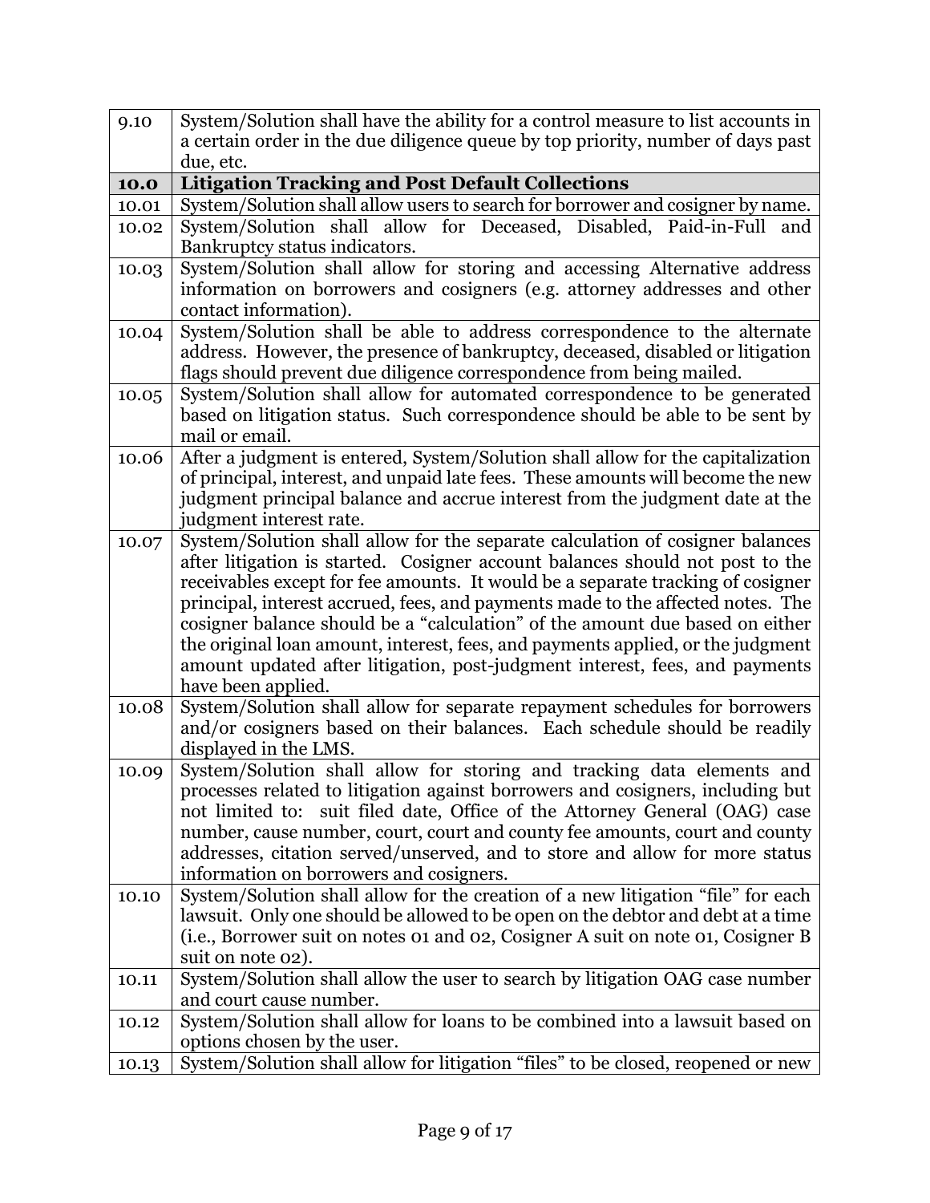| | |
|---|---|
| 9.10 | System/Solution shall have the ability for a control measure to list accounts in a certain order in the due diligence queue by top priority, number of days past due, etc. |
| **10.0** | **Litigation Tracking and Post Default Collections** |
| 10.01 | System/Solution shall allow users to search for borrower and cosigner by name. |
| 10.02 | System/Solution shall allow for Deceased, Disabled, Paid-in-Full and Bankruptcy status indicators. |
| 10.03 | System/Solution shall allow for storing and accessing Alternative address information on borrowers and cosigners (e.g. attorney addresses and other contact information). |
| 10.04 | System/Solution shall be able to address correspondence to the alternate address. However, the presence of bankruptcy, deceased, disabled or litigation flags should prevent due diligence correspondence from being mailed. |
| 10.05 | System/Solution shall allow for automated correspondence to be generated based on litigation status. Such correspondence should be able to be sent by mail or email. |
| 10.06 | After a judgment is entered, System/Solution shall allow for the capitalization of principal, interest, and unpaid late fees. These amounts will become the new judgment principal balance and accrue interest from the judgment date at the judgment interest rate. |
| 10.07 | System/Solution shall allow for the separate calculation of cosigner balances after litigation is started. Cosigner account balances should not post to the receivables except for fee amounts. It would be a separate tracking of cosigner principal, interest accrued, fees, and payments made to the affected notes. The cosigner balance should be a "calculation" of the amount due based on either the original loan amount, interest, fees, and payments applied, or the judgment amount updated after litigation, post-judgment interest, fees, and payments have been applied. |
| 10.08 | System/Solution shall allow for separate repayment schedules for borrowers and/or cosigners based on their balances. Each schedule should be readily displayed in the LMS. |
| 10.09 | System/Solution shall allow for storing and tracking data elements and processes related to litigation against borrowers and cosigners, including but not limited to: suit filed date, Office of the Attorney General (OAG) case number, cause number, court, court and county fee amounts, court and county addresses, citation served/unserved, and to store and allow for more status information on borrowers and cosigners. |
| 10.10 | System/Solution shall allow for the creation of a new litigation "file" for each lawsuit. Only one should be allowed to be open on the debtor and debt at a time (i.e., Borrower suit on notes 01 and 02, Cosigner A suit on note 01, Cosigner B suit on note 02). |
| 10.11 | System/Solution shall allow the user to search by litigation OAG case number and court cause number. |
| 10.12 | System/Solution shall allow for loans to be combined into a lawsuit based on options chosen by the user. |
| 10.13 | System/Solution shall allow for litigation "files" to be closed, reopened or new |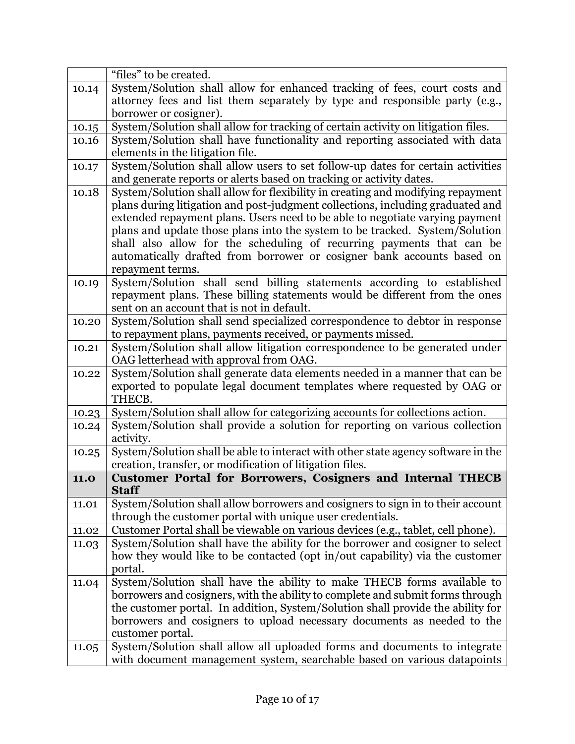| | |
|---|---|
| | "files" to be created. |
| 10.14 | System/Solution shall allow for enhanced tracking of fees, court costs and attorney fees and list them separately by type and responsible party (e.g., borrower or cosigner). |
| 10.15 | System/Solution shall allow for tracking of certain activity on litigation files. |
| 10.16 | System/Solution shall have functionality and reporting associated with data elements in the litigation file. |
| 10.17 | System/Solution shall allow users to set follow-up dates for certain activities and generate reports or alerts based on tracking or activity dates. |
| 10.18 | System/Solution shall allow for flexibility in creating and modifying repayment plans during litigation and post-judgment collections, including graduated and extended repayment plans. Users need to be able to negotiate varying payment plans and update those plans into the system to be tracked. System/Solution shall also allow for the scheduling of recurring payments that can be automatically drafted from borrower or cosigner bank accounts based on repayment terms. |
| 10.19 | System/Solution shall send billing statements according to established repayment plans. These billing statements would be different from the ones sent on an account that is not in default. |
| 10.20 | System/Solution shall send specialized correspondence to debtor in response to repayment plans, payments received, or payments missed. |
| 10.21 | System/Solution shall allow litigation correspondence to be generated under OAG letterhead with approval from OAG. |
| 10.22 | System/Solution shall generate data elements needed in a manner that can be exported to populate legal document templates where requested by OAG or THECB. |
| 10.23 | System/Solution shall allow for categorizing accounts for collections action. |
| 10.24 | System/Solution shall provide a solution for reporting on various collection activity. |
| 10.25 | System/Solution shall be able to interact with other state agency software in the creation, transfer, or modification of litigation files. |
| **11.0** | **Customer Portal for Borrowers, Cosigners and Internal THECB Staff** |
| 11.01 | System/Solution shall allow borrowers and cosigners to sign in to their account through the customer portal with unique user credentials. |
| 11.02 | Customer Portal shall be viewable on various devices (e.g., tablet, cell phone). |
| 11.03 | System/Solution shall have the ability for the borrower and cosigner to select how they would like to be contacted (opt in/out capability) via the customer portal. |
| 11.04 | System/Solution shall have the ability to make THECB forms available to borrowers and cosigners, with the ability to complete and submit forms through the customer portal. In addition, System/Solution shall provide the ability for borrowers and cosigners to upload necessary documents as needed to the customer portal. |
| 11.05 | System/Solution shall allow all uploaded forms and documents to integrate with document management system, searchable based on various datapoints |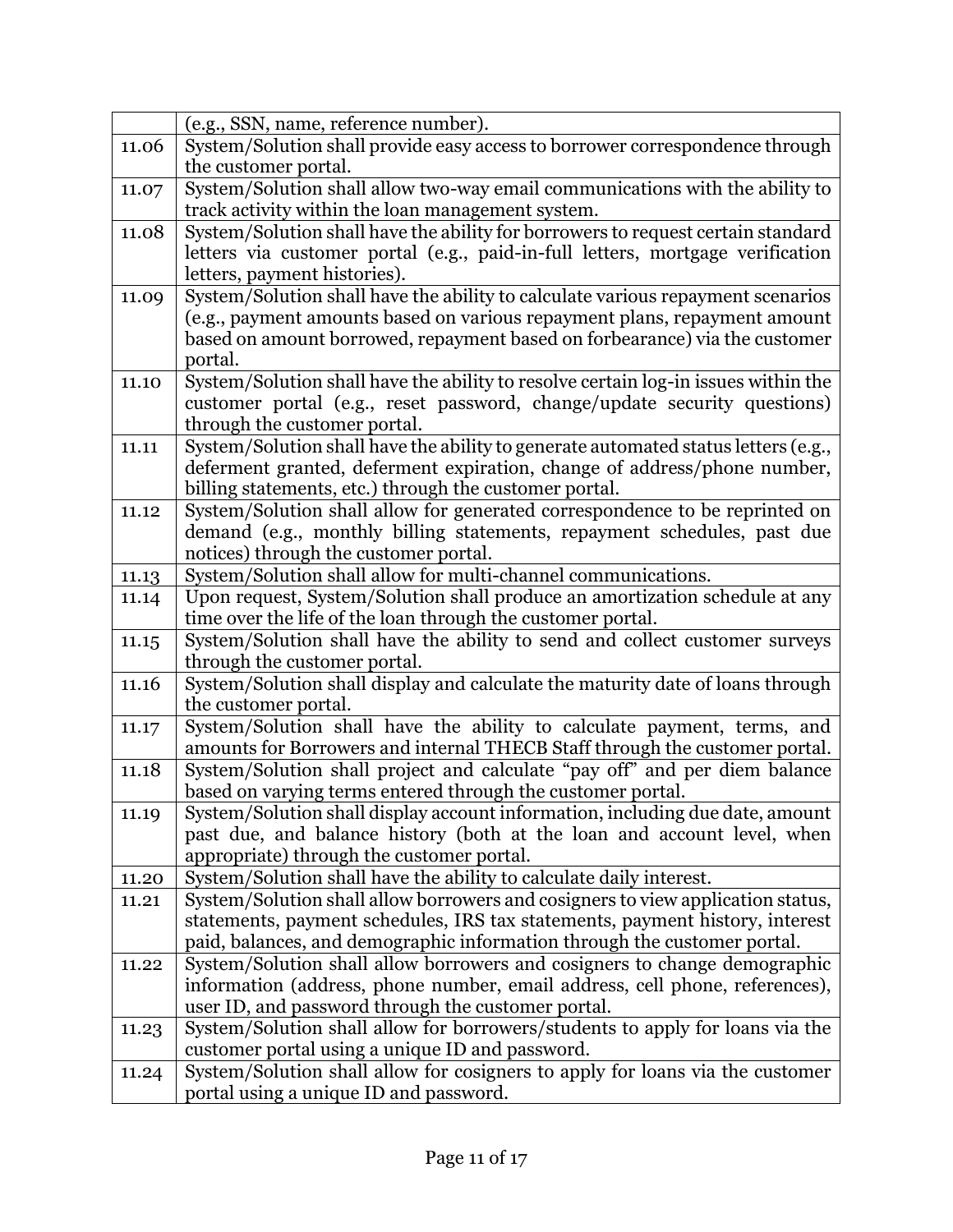| | |
|---|---|
| | (e.g., SSN, name, reference number). |
| 11.06 | System/Solution shall provide easy access to borrower correspondence through the customer portal. |
| 11.07 | System/Solution shall allow two-way email communications with the ability to track activity within the loan management system. |
| 11.08 | System/Solution shall have the ability for borrowers to request certain standard letters via customer portal (e.g., paid-in-full letters, mortgage verification letters, payment histories). |
| 11.09 | System/Solution shall have the ability to calculate various repayment scenarios (e.g., payment amounts based on various repayment plans, repayment amount based on amount borrowed, repayment based on forbearance) via the customer portal. |
| 11.10 | System/Solution shall have the ability to resolve certain log-in issues within the customer portal (e.g., reset password, change/update security questions) through the customer portal. |
| 11.11 | System/Solution shall have the ability to generate automated status letters (e.g., deferment granted, deferment expiration, change of address/phone number, billing statements, etc.) through the customer portal. |
| 11.12 | System/Solution shall allow for generated correspondence to be reprinted on demand (e.g., monthly billing statements, repayment schedules, past due notices) through the customer portal. |
| 11.13 | System/Solution shall allow for multi-channel communications. |
| 11.14 | Upon request, System/Solution shall produce an amortization schedule at any time over the life of the loan through the customer portal. |
| 11.15 | System/Solution shall have the ability to send and collect customer surveys through the customer portal. |
| 11.16 | System/Solution shall display and calculate the maturity date of loans through the customer portal. |
| 11.17 | System/Solution shall have the ability to calculate payment, terms, and amounts for Borrowers and internal THECB Staff through the customer portal. |
| 11.18 | System/Solution shall project and calculate "pay off" and per diem balance based on varying terms entered through the customer portal. |
| 11.19 | System/Solution shall display account information, including due date, amount past due, and balance history (both at the loan and account level, when appropriate) through the customer portal. |
| 11.20 | System/Solution shall have the ability to calculate daily interest. |
| 11.21 | System/Solution shall allow borrowers and cosigners to view application status, statements, payment schedules, IRS tax statements, payment history, interest paid, balances, and demographic information through the customer portal. |
| 11.22 | System/Solution shall allow borrowers and cosigners to change demographic information (address, phone number, email address, cell phone, references), user ID, and password through the customer portal. |
| 11.23 | System/Solution shall allow for borrowers/students to apply for loans via the customer portal using a unique ID and password. |
| 11.24 | System/Solution shall allow for cosigners to apply for loans via the customer portal using a unique ID and password. |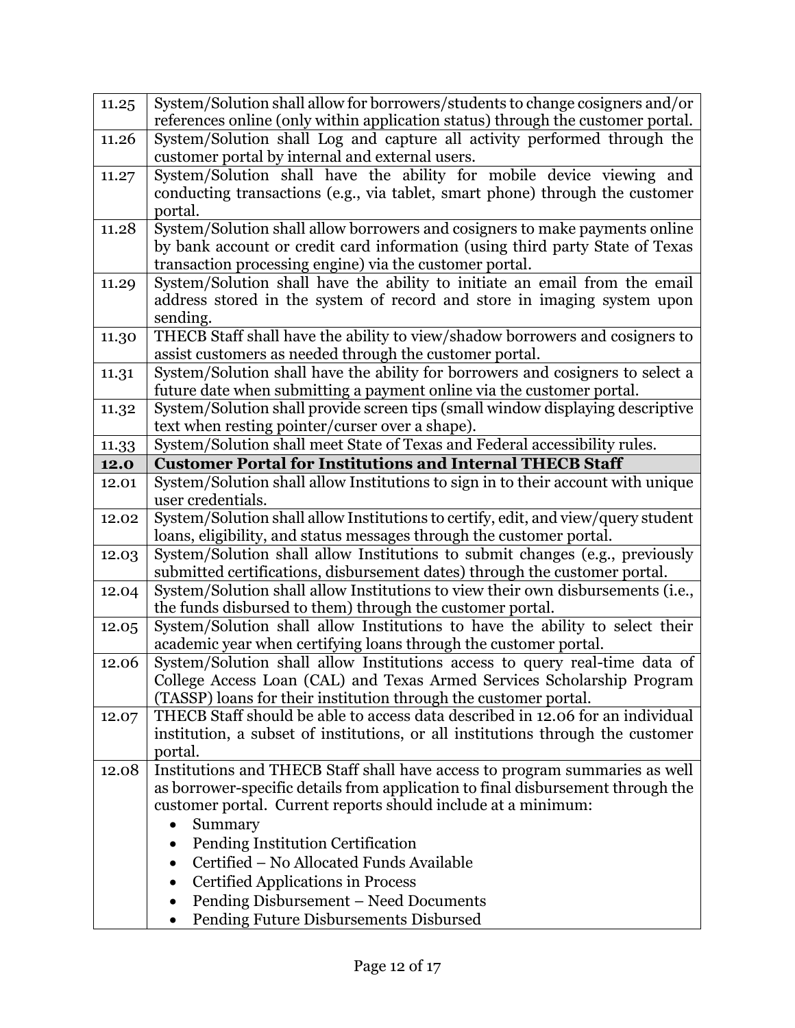| | |
|---|---|
| 11.25 | System/Solution shall allow for borrowers/students to change cosigners and/or references online (only within application status) through the customer portal. |
| 11.26 | System/Solution shall Log and capture all activity performed through the customer portal by internal and external users. |
| 11.27 | System/Solution shall have the ability for mobile device viewing and conducting transactions (e.g., via tablet, smart phone) through the customer portal. |
| 11.28 | System/Solution shall allow borrowers and cosigners to make payments online by bank account or credit card information (using third party State of Texas transaction processing engine) via the customer portal. |
| 11.29 | System/Solution shall have the ability to initiate an email from the email address stored in the system of record and store in imaging system upon sending. |
| 11.30 | THECB Staff shall have the ability to view/shadow borrowers and cosigners to assist customers as needed through the customer portal. |
| 11.31 | System/Solution shall have the ability for borrowers and cosigners to select a future date when submitting a payment online via the customer portal. |
| 11.32 | System/Solution shall provide screen tips (small window displaying descriptive text when resting pointer/curser over a shape). |
| 11.33 | System/Solution shall meet State of Texas and Federal accessibility rules. |
| **12.0** | **Customer Portal for Institutions and Internal THECB Staff** |
| 12.01 | System/Solution shall allow Institutions to sign in to their account with unique user credentials. |
| 12.02 | System/Solution shall allow Institutions to certify, edit, and view/query student loans, eligibility, and status messages through the customer portal. |
| 12.03 | System/Solution shall allow Institutions to submit changes (e.g., previously submitted certifications, disbursement dates) through the customer portal. |
| 12.04 | System/Solution shall allow Institutions to view their own disbursements (i.e., the funds disbursed to them) through the customer portal. |
| 12.05 | System/Solution shall allow Institutions to have the ability to select their academic year when certifying loans through the customer portal. |
| 12.06 | System/Solution shall allow Institutions access to query real-time data of College Access Loan (CAL) and Texas Armed Services Scholarship Program (TASSP) loans for their institution through the customer portal. |
| 12.07 | THECB Staff should be able to access data described in 12.06 for an individual institution, a subset of institutions, or all institutions through the customer portal. |
| 12.08 | Institutions and THECB Staff shall have access to program summaries as well as borrower-specific details from application to final disbursement through the customer portal. Current reports should include at a minimum:<br>• Summary<br>• Pending Institution Certification<br>• Certified – No Allocated Funds Available<br>• Certified Applications in Process<br>• Pending Disbursement – Need Documents<br>• Pending Future Disbursements Disbursed |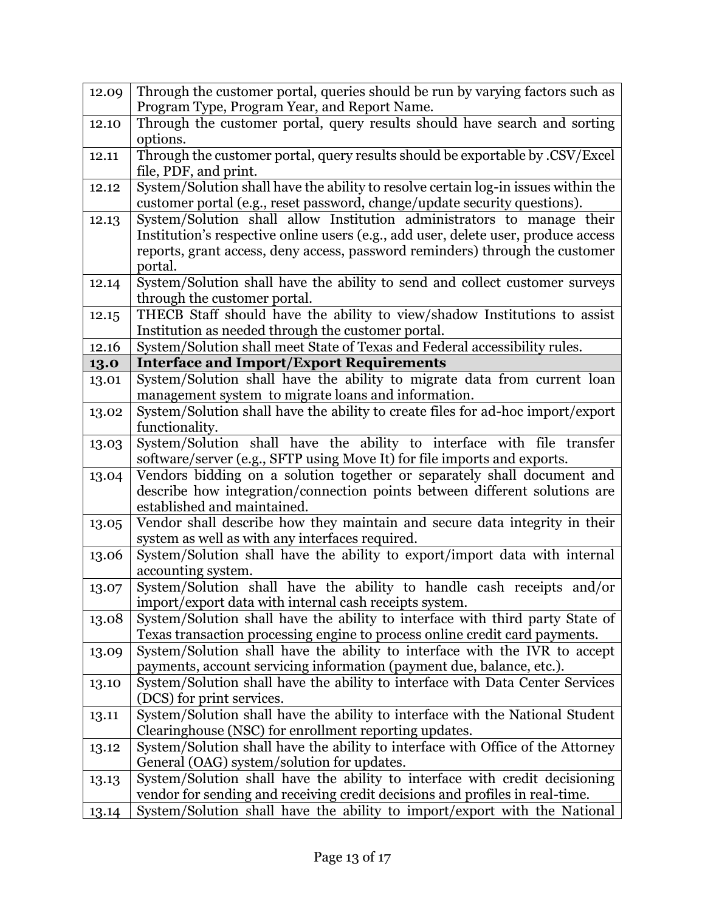| | |
|---|---|
| 12.09 | Through the customer portal, queries should be run by varying factors such as Program Type, Program Year, and Report Name. |
| 12.10 | Through the customer portal, query results should have search and sorting options. |
| 12.11 | Through the customer portal, query results should be exportable by .CSV/Excel file, PDF, and print. |
| 12.12 | System/Solution shall have the ability to resolve certain log-in issues within the customer portal (e.g., reset password, change/update security questions). |
| 12.13 | System/Solution shall allow Institution administrators to manage their Institution's respective online users (e.g., add user, delete user, produce access reports, grant access, deny access, password reminders) through the customer portal. |
| 12.14 | System/Solution shall have the ability to send and collect customer surveys through the customer portal. |
| 12.15 | THECB Staff should have the ability to view/shadow Institutions to assist Institution as needed through the customer portal. |
| 12.16 | System/Solution shall meet State of Texas and Federal accessibility rules. |
| **13.0** | **Interface and Import/Export Requirements** |
| 13.01 | System/Solution shall have the ability to migrate data from current loan management system to migrate loans and information. |
| 13.02 | System/Solution shall have the ability to create files for ad-hoc import/export functionality. |
| 13.03 | System/Solution shall have the ability to interface with file transfer software/server (e.g., SFTP using Move It) for file imports and exports. |
| 13.04 | Vendors bidding on a solution together or separately shall document and describe how integration/connection points between different solutions are established and maintained. |
| 13.05 | Vendor shall describe how they maintain and secure data integrity in their system as well as with any interfaces required. |
| 13.06 | System/Solution shall have the ability to export/import data with internal accounting system. |
| 13.07 | System/Solution shall have the ability to handle cash receipts and/or import/export data with internal cash receipts system. |
| 13.08 | System/Solution shall have the ability to interface with third party State of Texas transaction processing engine to process online credit card payments. |
| 13.09 | System/Solution shall have the ability to interface with the IVR to accept payments, account servicing information (payment due, balance, etc.). |
| 13.10 | System/Solution shall have the ability to interface with Data Center Services (DCS) for print services. |
| 13.11 | System/Solution shall have the ability to interface with the National Student Clearinghouse (NSC) for enrollment reporting updates. |
| 13.12 | System/Solution shall have the ability to interface with Office of the Attorney General (OAG) system/solution for updates. |
| 13.13 | System/Solution shall have the ability to interface with credit decisioning vendor for sending and receiving credit decisions and profiles in real-time. |
| 13.14 | System/Solution shall have the ability to import/export with the National |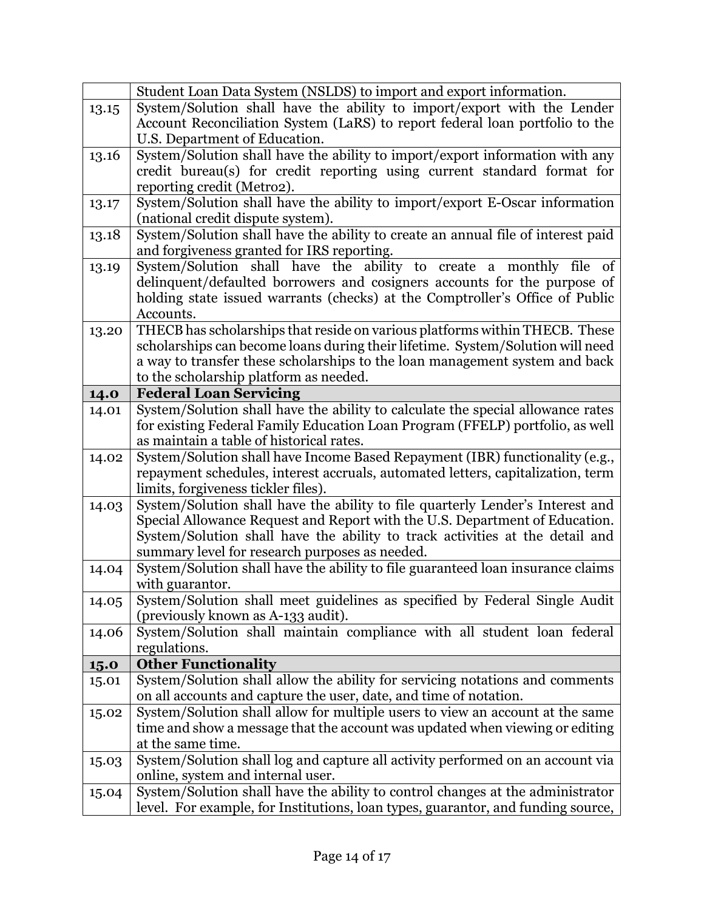| | |
|---|---|
| | Student Loan Data System (NSLDS) to import and export information. |
| 13.15 | System/Solution shall have the ability to import/export with the Lender Account Reconciliation System (LaRS) to report federal loan portfolio to the U.S. Department of Education. |
| 13.16 | System/Solution shall have the ability to import/export information with any credit bureau(s) for credit reporting using current standard format for reporting credit (Metro2). |
| 13.17 | System/Solution shall have the ability to import/export E-Oscar information (national credit dispute system). |
| 13.18 | System/Solution shall have the ability to create an annual file of interest paid and forgiveness granted for IRS reporting. |
| 13.19 | System/Solution shall have the ability to create a monthly file of delinquent/defaulted borrowers and cosigners accounts for the purpose of holding state issued warrants (checks) at the Comptroller's Office of Public Accounts. |
| 13.20 | THECB has scholarships that reside on various platforms within THECB. These scholarships can become loans during their lifetime. System/Solution will need a way to transfer these scholarships to the loan management system and back to the scholarship platform as needed. |
| **14.0** | **Federal Loan Servicing** |
| 14.01 | System/Solution shall have the ability to calculate the special allowance rates for existing Federal Family Education Loan Program (FFELP) portfolio, as well as maintain a table of historical rates. |
| 14.02 | System/Solution shall have Income Based Repayment (IBR) functionality (e.g., repayment schedules, interest accruals, automated letters, capitalization, term limits, forgiveness tickler files). |
| 14.03 | System/Solution shall have the ability to file quarterly Lender's Interest and Special Allowance Request and Report with the U.S. Department of Education. System/Solution shall have the ability to track activities at the detail and summary level for research purposes as needed. |
| 14.04 | System/Solution shall have the ability to file guaranteed loan insurance claims with guarantor. |
| 14.05 | System/Solution shall meet guidelines as specified by Federal Single Audit (previously known as A-133 audit). |
| 14.06 | System/Solution shall maintain compliance with all student loan federal regulations. |
| **15.0** | **Other Functionality** |
| 15.01 | System/Solution shall allow the ability for servicing notations and comments on all accounts and capture the user, date, and time of notation. |
| 15.02 | System/Solution shall allow for multiple users to view an account at the same time and show a message that the account was updated when viewing or editing at the same time. |
| 15.03 | System/Solution shall log and capture all activity performed on an account via online, system and internal user. |
| 15.04 | System/Solution shall have the ability to control changes at the administrator level. For example, for Institutions, loan types, guarantor, and funding source, |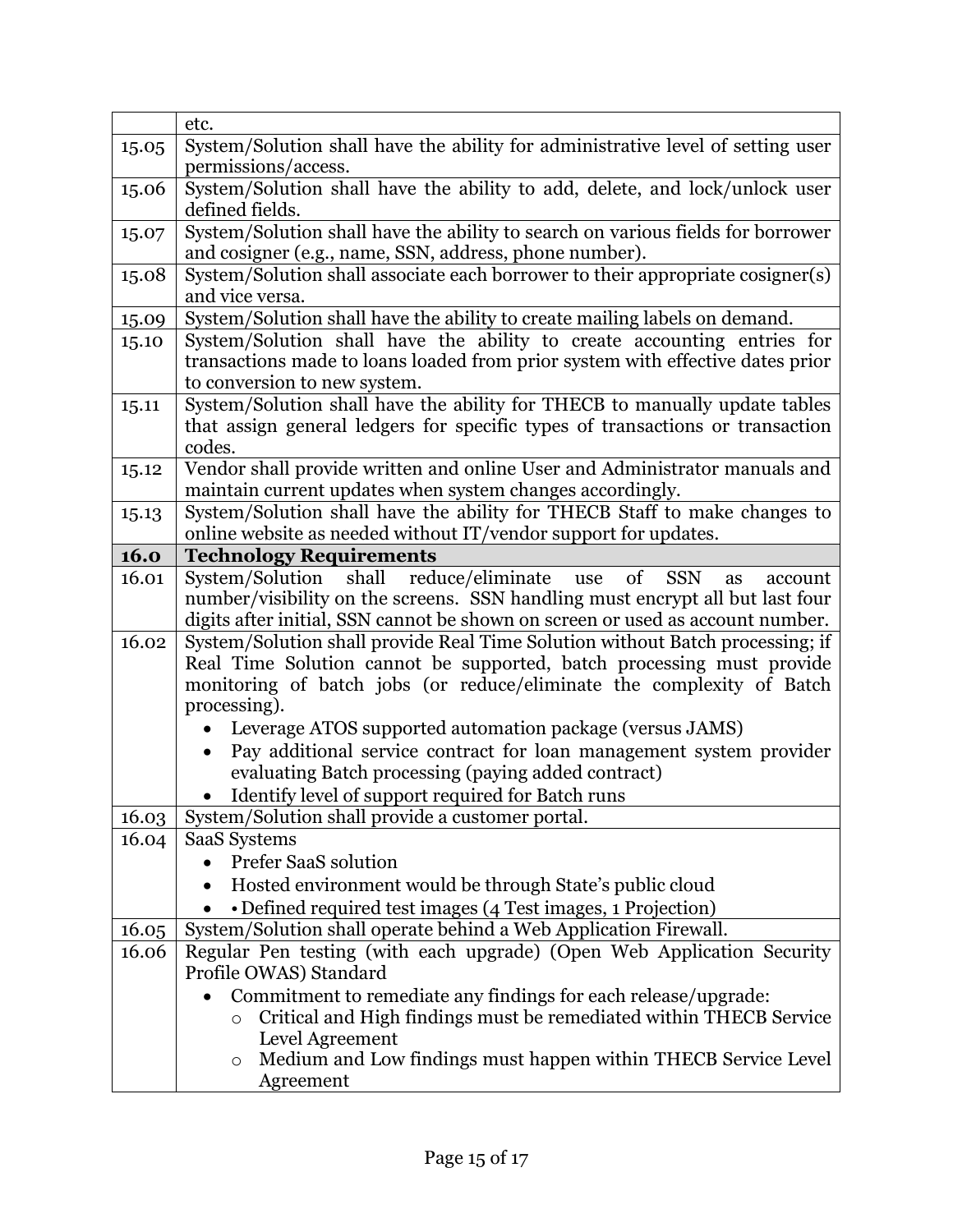| | |
|---|---|
| | etc. |
| 15.05 | System/Solution shall have the ability for administrative level of setting user permissions/access. |
| 15.06 | System/Solution shall have the ability to add, delete, and lock/unlock user defined fields. |
| 15.07 | System/Solution shall have the ability to search on various fields for borrower and cosigner (e.g., name, SSN, address, phone number). |
| 15.08 | System/Solution shall associate each borrower to their appropriate cosigner(s) and vice versa. |
| 15.09 | System/Solution shall have the ability to create mailing labels on demand. |
| 15.10 | System/Solution shall have the ability to create accounting entries for transactions made to loans loaded from prior system with effective dates prior to conversion to new system. |
| 15.11 | System/Solution shall have the ability for THECB to manually update tables that assign general ledgers for specific types of transactions or transaction codes. |
| 15.12 | Vendor shall provide written and online User and Administrator manuals and maintain current updates when system changes accordingly. |
| 15.13 | System/Solution shall have the ability for THECB Staff to make changes to online website as needed without IT/vendor support for updates. |
| **16.0** | **Technology Requirements** |
| 16.01 | System/Solution shall reduce/eliminate use of SSN as account number/visibility on the screens. SSN handling must encrypt all but last four digits after initial, SSN cannot be shown on screen or used as account number. |
| 16.02 | System/Solution shall provide Real Time Solution without Batch processing; if Real Time Solution cannot be supported, batch processing must provide monitoring of batch jobs (or reduce/eliminate the complexity of Batch processing).<br>• Leverage ATOS supported automation package (versus JAMS)<br>• Pay additional service contract for loan management system provider evaluating Batch processing (paying added contract)<br>• Identify level of support required for Batch runs |
| 16.03 | System/Solution shall provide a customer portal. |
| 16.04 | SaaS Systems<br>• Prefer SaaS solution<br>• Hosted environment would be through State's public cloud<br>• • Defined required test images (4 Test images, 1 Projection) |
| 16.05 | System/Solution shall operate behind a Web Application Firewall. |
| 16.06 | Regular Pen testing (with each upgrade) (Open Web Application Security Profile OWAS) Standard<br>• Commitment to remediate any findings for each release/upgrade:<br>  ○ Critical and High findings must be remediated within THECB Service Level Agreement<br>  ○ Medium and Low findings must happen within THECB Service Level Agreement |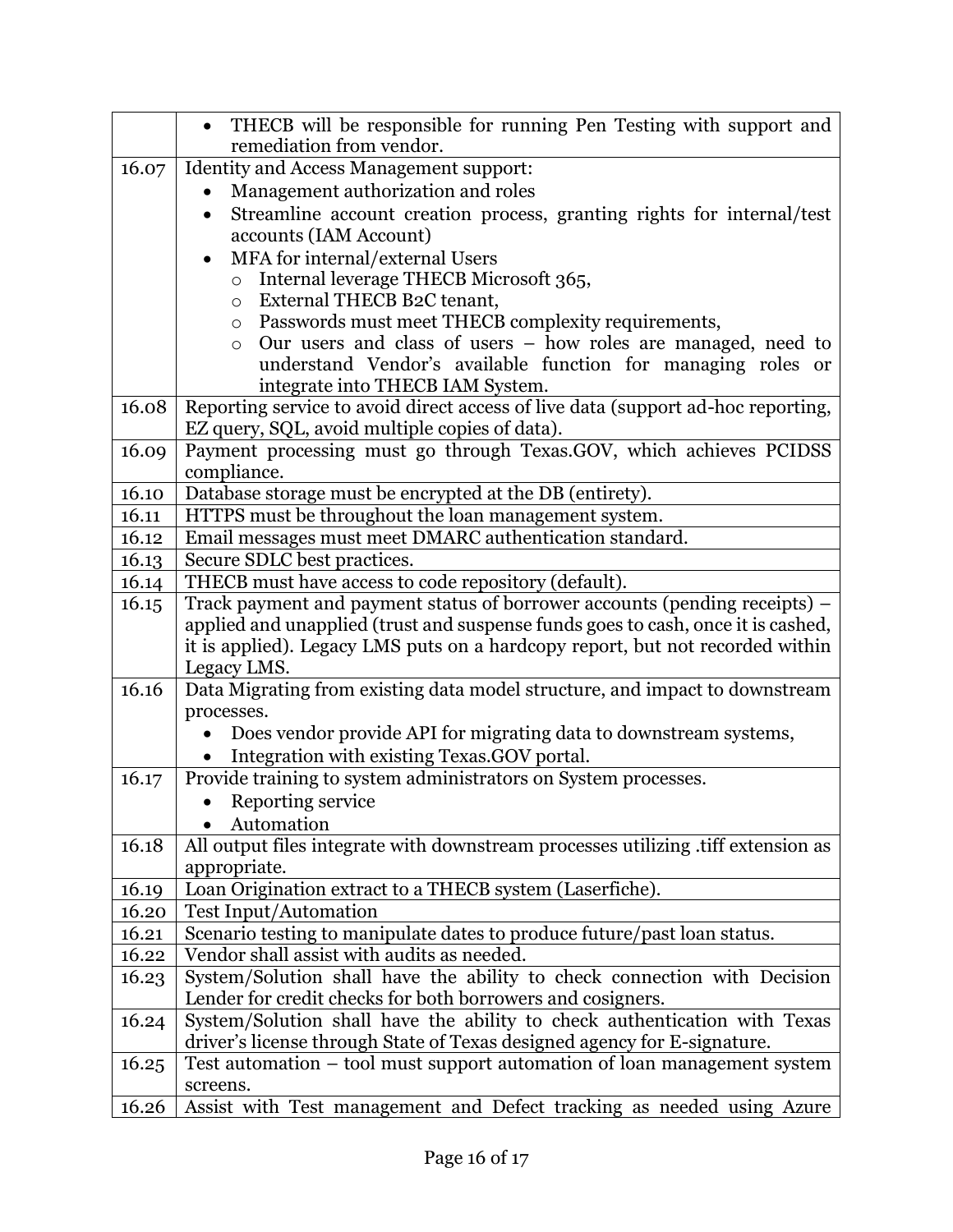|  |  |
|---|---|
|  | • THECB will be responsible for running Pen Testing with support and remediation from vendor. |
| 16.07 | Identity and Access Management support:<br>• Management authorization and roles<br>• Streamline account creation process, granting rights for internal/test accounts (IAM Account)<br>• MFA for internal/external Users<br>  o Internal leverage THECB Microsoft 365,<br>  o External THECB B2C tenant,<br>  o Passwords must meet THECB complexity requirements,<br>  o Our users and class of users – how roles are managed, need to understand Vendor's available function for managing roles or integrate into THECB IAM System. |
| 16.08 | Reporting service to avoid direct access of live data (support ad-hoc reporting, EZ query, SQL, avoid multiple copies of data). |
| 16.09 | Payment processing must go through Texas.GOV, which achieves PCIDSS compliance. |
| 16.10 | Database storage must be encrypted at the DB (entirety). |
| 16.11 | HTTPS must be throughout the loan management system. |
| 16.12 | Email messages must meet DMARC authentication standard. |
| 16.13 | Secure SDLC best practices. |
| 16.14 | THECB must have access to code repository (default). |
| 16.15 | Track payment and payment status of borrower accounts (pending receipts) – applied and unapplied (trust and suspense funds goes to cash, once it is cashed, it is applied). Legacy LMS puts on a hardcopy report, but not recorded within Legacy LMS. |
| 16.16 | Data Migrating from existing data model structure, and impact to downstream processes.<br>• Does vendor provide API for migrating data to downstream systems,<br>• Integration with existing Texas.GOV portal. |
| 16.17 | Provide training to system administrators on System processes.<br>• Reporting service<br>• Automation |
| 16.18 | All output files integrate with downstream processes utilizing .tiff extension as appropriate. |
| 16.19 | Loan Origination extract to a THECB system (Laserfiche). |
| 16.20 | Test Input/Automation |
| 16.21 | Scenario testing to manipulate dates to produce future/past loan status. |
| 16.22 | Vendor shall assist with audits as needed. |
| 16.23 | System/Solution shall have the ability to check connection with Decision Lender for credit checks for both borrowers and cosigners. |
| 16.24 | System/Solution shall have the ability to check authentication with Texas driver's license through State of Texas designed agency for E-signature. |
| 16.25 | Test automation – tool must support automation of loan management system screens. |
| 16.26 | Assist with Test management and Defect tracking as needed using Azure |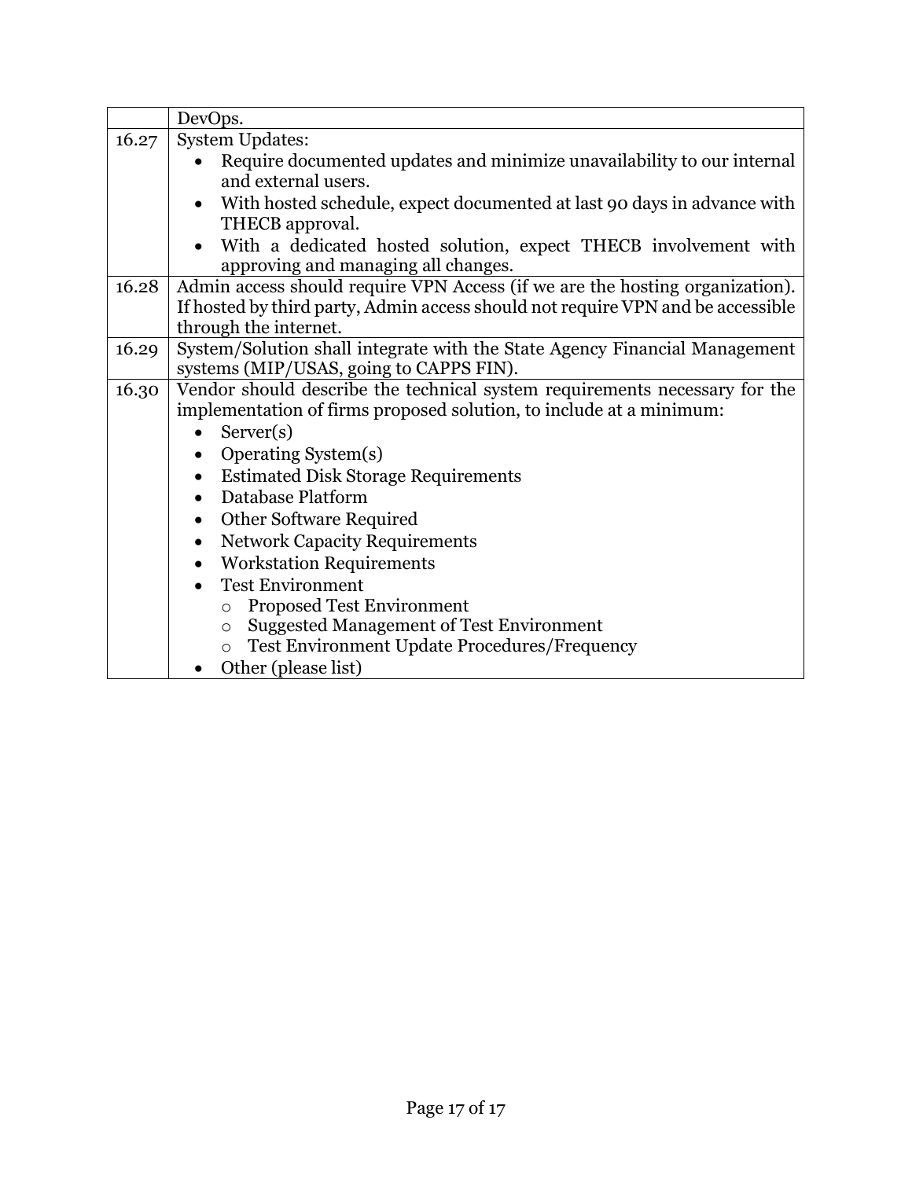| | |
|---|---|
| | DevOps. |
| 16.27 | System Updates:<br>• Require documented updates and minimize unavailability to our internal and external users.<br>• With hosted schedule, expect documented at last 90 days in advance with THECB approval.<br>• With a dedicated hosted solution, expect THECB involvement with approving and managing all changes. |
| 16.28 | Admin access should require VPN Access (if we are the hosting organization). If hosted by third party, Admin access should not require VPN and be accessible through the internet. |
| 16.29 | System/Solution shall integrate with the State Agency Financial Management systems (MIP/USAS, going to CAPPS FIN). |
| 16.30 | Vendor should describe the technical system requirements necessary for the implementation of firms proposed solution, to include at a minimum:<br>• Server(s)<br>• Operating System(s)<br>• Estimated Disk Storage Requirements<br>• Database Platform<br>• Other Software Required<br>• Network Capacity Requirements<br>• Workstation Requirements<br>• Test Environment<br>&nbsp;&nbsp;&nbsp;&nbsp;○ Proposed Test Environment<br>&nbsp;&nbsp;&nbsp;&nbsp;○ Suggested Management of Test Environment<br>&nbsp;&nbsp;&nbsp;&nbsp;○ Test Environment Update Procedures/Frequency<br>• Other (please list) |